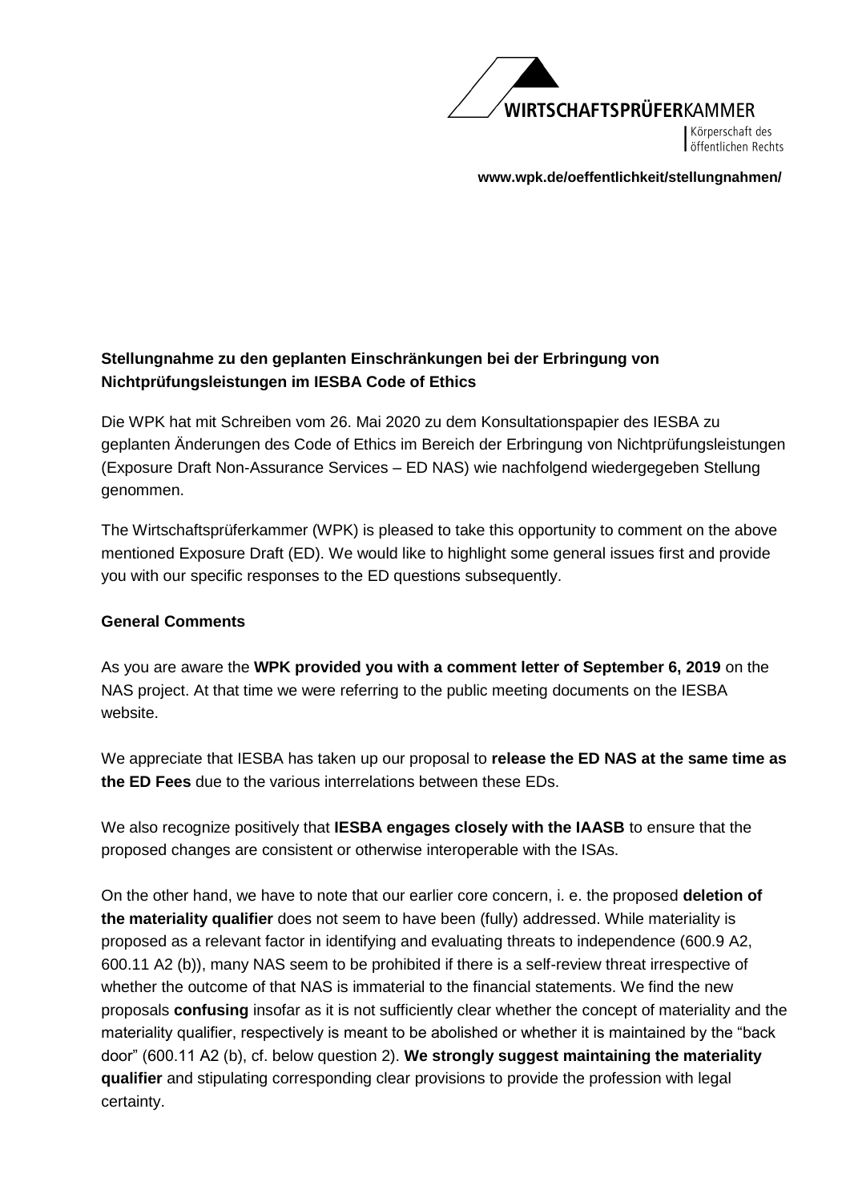WIRTSCHAFTSPRÜFERKAMMER

Körperschaft des öffentlichen Rechts

**www.wpk.de/oeffentlichkeit/stellungnahmen/**

**Stellungnahme zu den geplanten Einschränkungen bei der Erbringung von Nichtprüfungsleistungen im IESBA Code of Ethics**

Die WPK hat mit Schreiben vom 26. Mai 2020 zu dem Konsultationspapier des IESBA zu geplanten Änderungen des Code of Ethics im Bereich der Erbringung von Nichtprüfungsleistungen (Exposure Draft Non-Assurance Services – ED NAS) wie nachfolgend wiedergegeben Stellung genommen.

The Wirtschaftsprüferkammer (WPK) is pleased to take this opportunity to comment on the above mentioned Exposure Draft (ED). We would like to highlight some general issues first and provide you with our specific responses to the ED questions subsequently.

**General Comments**

As you are aware the **WPK provided you with a comment letter of September 6, 2019** on the NAS project. At that time we were referring to the public meeting documents on the IESBA website.

We appreciate that IESBA has taken up our proposal to **release the ED NAS at the same time as the ED Fees** due to the various interrelations between these EDs.

We also recognize positively that **IESBA engages closely with the IAASB** to ensure that the proposed changes are consistent or otherwise interoperable with the ISAs.

On the other hand, we have to note that our earlier core concern, i. e. the proposed **deletion of the materiality qualifier** does not seem to have been (fully) addressed. While materiality is proposed as a relevant factor in identifying and evaluating threats to independence (600.9 A2, 600.11 A2 (b)), many NAS seem to be prohibited if there is a self-review threat irrespective of whether the outcome of that NAS is immaterial to the financial statements. We find the new proposals **confusing** insofar as it is not sufficiently clear whether the concept of materiality and the materiality qualifier, respectively is meant to be abolished or whether it is maintained by the "back door" (600.11 A2 (b), cf. below question 2). **We strongly suggest maintaining the materiality qualifier** and stipulating corresponding clear provisions to provide the profession with legal certainty.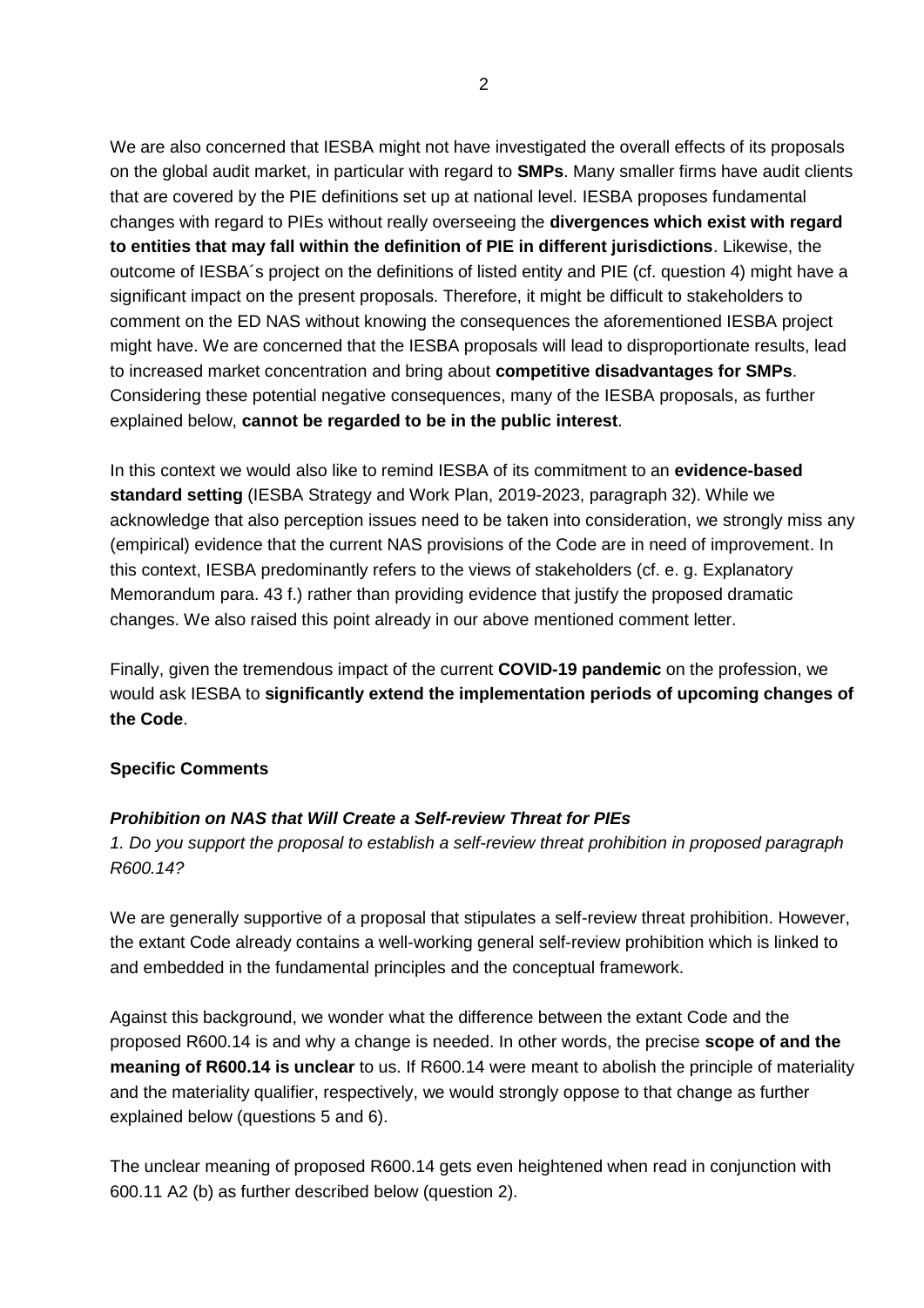We are also concerned that IESBA might not have investigated the overall effects of its proposals on the global audit market, in particular with regard to **SMPs**. Many smaller firms have audit clients that are covered by the PIE definitions set up at national level. IESBA proposes fundamental changes with regard to PIEs without really overseeing the **divergences which exist with regard to entities that may fall within the definition of PIE in different jurisdictions**. Likewise, the outcome of IESBA´s project on the definitions of listed entity and PIE (cf. question 4) might have a significant impact on the present proposals. Therefore, it might be difficult to stakeholders to comment on the ED NAS without knowing the consequences the aforementioned IESBA project might have. We are concerned that the IESBA proposals will lead to disproportionate results, lead to increased market concentration and bring about **competitive disadvantages for SMPs**. Considering these potential negative consequences, many of the IESBA proposals, as further explained below, **cannot be regarded to be in the public interest**.

In this context we would also like to remind IESBA of its commitment to an **evidence-based standard setting** (IESBA Strategy and Work Plan, 2019-2023, paragraph 32). While we acknowledge that also perception issues need to be taken into consideration, we strongly miss any (empirical) evidence that the current NAS provisions of the Code are in need of improvement. In this context, IESBA predominantly refers to the views of stakeholders (cf. e. g. Explanatory Memorandum para. 43 f.) rather than providing evidence that justify the proposed dramatic changes. We also raised this point already in our above mentioned comment letter.

Finally, given the tremendous impact of the current **COVID-19 pandemic** on the profession, we would ask IESBA to **significantly extend the implementation periods of upcoming changes of the Code**.

## Specific Comments

### *Prohibition on NAS that Will Create a Self-review Threat for PIEs*

*1. Do you support the proposal to establish a self-review threat prohibition in proposed paragraph R600.14?*

We are generally supportive of a proposal that stipulates a self-review threat prohibition. However, the extant Code already contains a well-working general self-review prohibition which is linked to and embedded in the fundamental principles and the conceptual framework.

Against this background, we wonder what the difference between the extant Code and the proposed R600.14 is and why a change is needed. In other words, the precise **scope of and the meaning of R600.14 is unclear** to us. If R600.14 were meant to abolish the principle of materiality and the materiality qualifier, respectively, we would strongly oppose to that change as further explained below (questions 5 and 6).

The unclear meaning of proposed R600.14 gets even heightened when read in conjunction with 600.11 A2 (b) as further described below (question 2).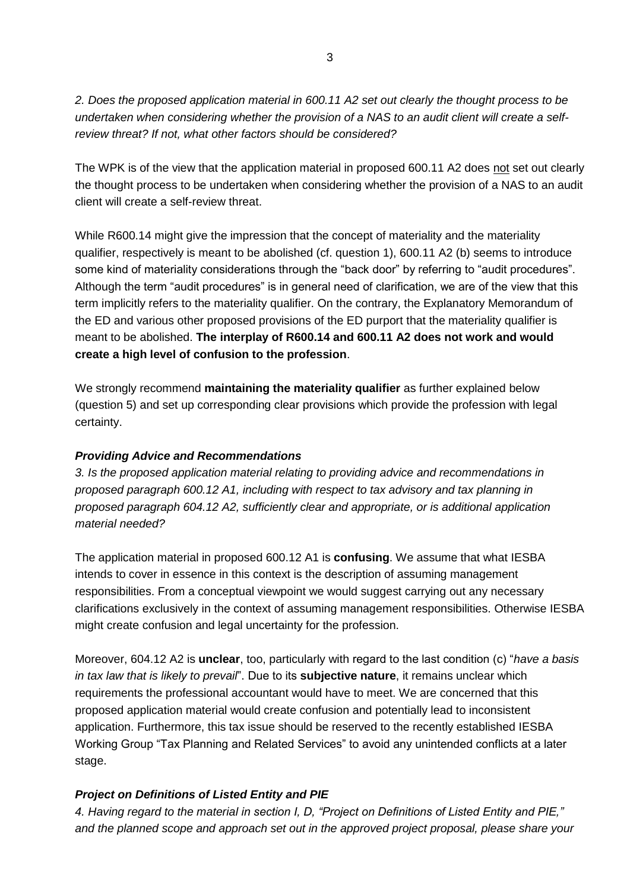*2. Does the proposed application material in 600.11 A2 set out clearly the thought process to be undertaken when considering whether the provision of a NAS to an audit client will create a self-review threat? If not, what other factors should be considered?*

The WPK is of the view that the application material in proposed 600.11 A2 does <u>not</u> set out clearly the thought process to be undertaken when considering whether the provision of a NAS to an audit client will create a self-review threat.

While R600.14 might give the impression that the concept of materiality and the materiality qualifier, respectively is meant to be abolished (cf. question 1), 600.11 A2 (b) seems to introduce some kind of materiality considerations through the "back door" by referring to "audit procedures". Although the term "audit procedures" is in general need of clarification, we are of the view that this term implicitly refers to the materiality qualifier. On the contrary, the Explanatory Memorandum of the ED and various other proposed provisions of the ED purport that the materiality qualifier is meant to be abolished. **The interplay of R600.14 and 600.11 A2 does not work and would create a high level of confusion to the profession**.

We strongly recommend **maintaining the materiality qualifier** as further explained below (question 5) and set up corresponding clear provisions which provide the profession with legal certainty.

***Providing Advice and Recommendations***

*3. Is the proposed application material relating to providing advice and recommendations in proposed paragraph 600.12 A1, including with respect to tax advisory and tax planning in proposed paragraph 604.12 A2, sufficiently clear and appropriate, or is additional application material needed?*

The application material in proposed 600.12 A1 is **confusing**. We assume that what IESBA intends to cover in essence in this context is the description of assuming management responsibilities. From a conceptual viewpoint we would suggest carrying out any necessary clarifications exclusively in the context of assuming management responsibilities. Otherwise IESBA might create confusion and legal uncertainty for the profession.

Moreover, 604.12 A2 is **unclear**, too, particularly with regard to the last condition (c) "*have a basis in tax law that is likely to prevail*". Due to its **subjective nature**, it remains unclear which requirements the professional accountant would have to meet. We are concerned that this proposed application material would create confusion and potentially lead to inconsistent application. Furthermore, this tax issue should be reserved to the recently established IESBA Working Group "Tax Planning and Related Services" to avoid any unintended conflicts at a later stage.

***Project on Definitions of Listed Entity and PIE***

*4. Having regard to the material in section I, D, "Project on Definitions of Listed Entity and PIE," and the planned scope and approach set out in the approved project proposal, please share your*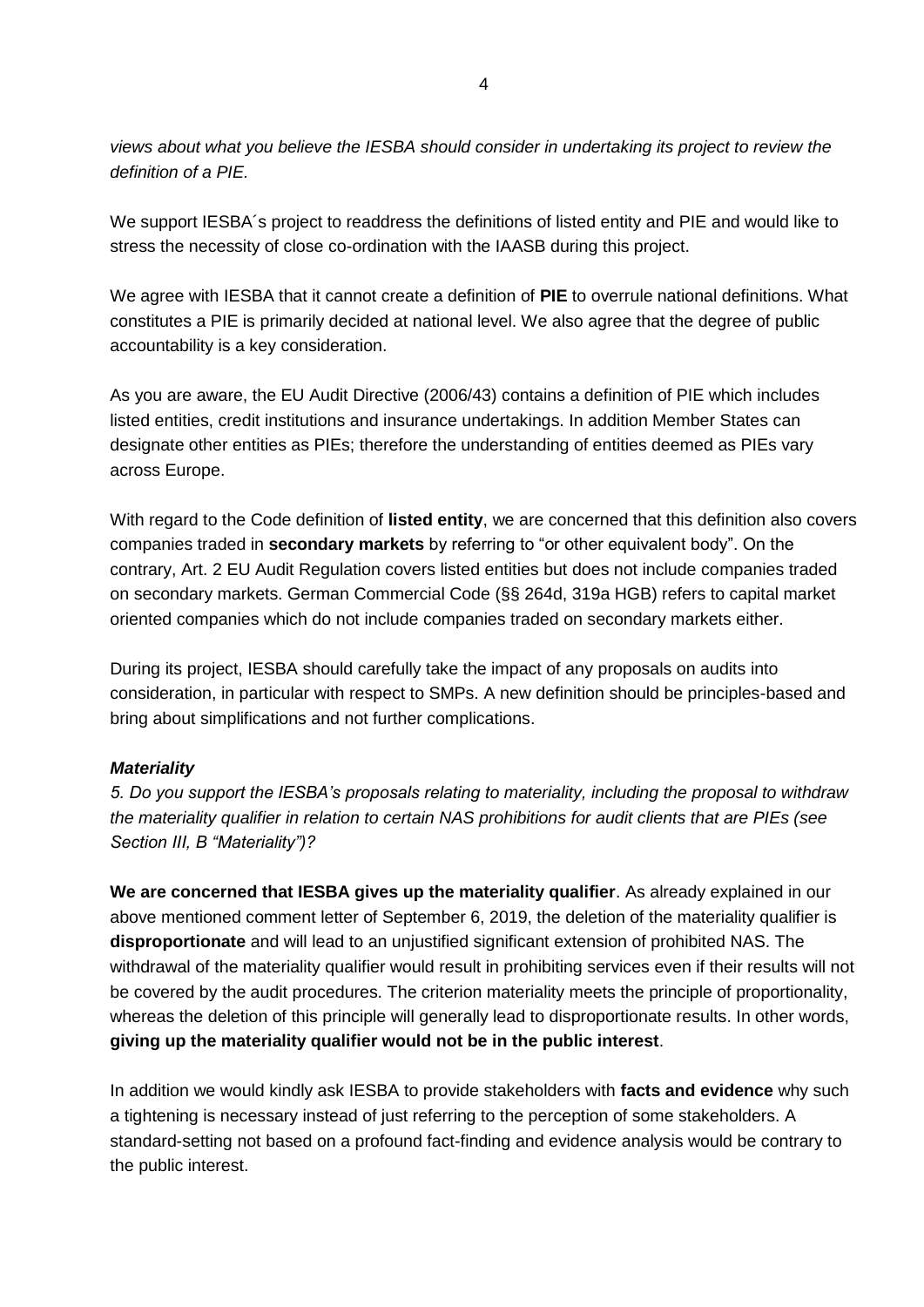*views about what you believe the IESBA should consider in undertaking its project to review the definition of a PIE.*

We support IESBA´s project to readdress the definitions of listed entity and PIE and would like to stress the necessity of close co-ordination with the IAASB during this project.

We agree with IESBA that it cannot create a definition of **PIE** to overrule national definitions. What constitutes a PIE is primarily decided at national level. We also agree that the degree of public accountability is a key consideration.

As you are aware, the EU Audit Directive (2006/43) contains a definition of PIE which includes listed entities, credit institutions and insurance undertakings. In addition Member States can designate other entities as PIEs; therefore the understanding of entities deemed as PIEs vary across Europe.

With regard to the Code definition of **listed entity**, we are concerned that this definition also covers companies traded in **secondary markets** by referring to "or other equivalent body". On the contrary, Art. 2 EU Audit Regulation covers listed entities but does not include companies traded on secondary markets. German Commercial Code (§§ 264d, 319a HGB) refers to capital market oriented companies which do not include companies traded on secondary markets either.

During its project, IESBA should carefully take the impact of any proposals on audits into consideration, in particular with respect to SMPs. A new definition should be principles-based and bring about simplifications and not further complications.

***Materiality***

*5. Do you support the IESBA's proposals relating to materiality, including the proposal to withdraw the materiality qualifier in relation to certain NAS prohibitions for audit clients that are PIEs (see Section III, B "Materiality")?*

**We are concerned that IESBA gives up the materiality qualifier**. As already explained in our above mentioned comment letter of September 6, 2019, the deletion of the materiality qualifier is **disproportionate** and will lead to an unjustified significant extension of prohibited NAS. The withdrawal of the materiality qualifier would result in prohibiting services even if their results will not be covered by the audit procedures. The criterion materiality meets the principle of proportionality, whereas the deletion of this principle will generally lead to disproportionate results. In other words, **giving up the materiality qualifier would not be in the public interest**.

In addition we would kindly ask IESBA to provide stakeholders with **facts and evidence** why such a tightening is necessary instead of just referring to the perception of some stakeholders. A standard-setting not based on a profound fact-finding and evidence analysis would be contrary to the public interest.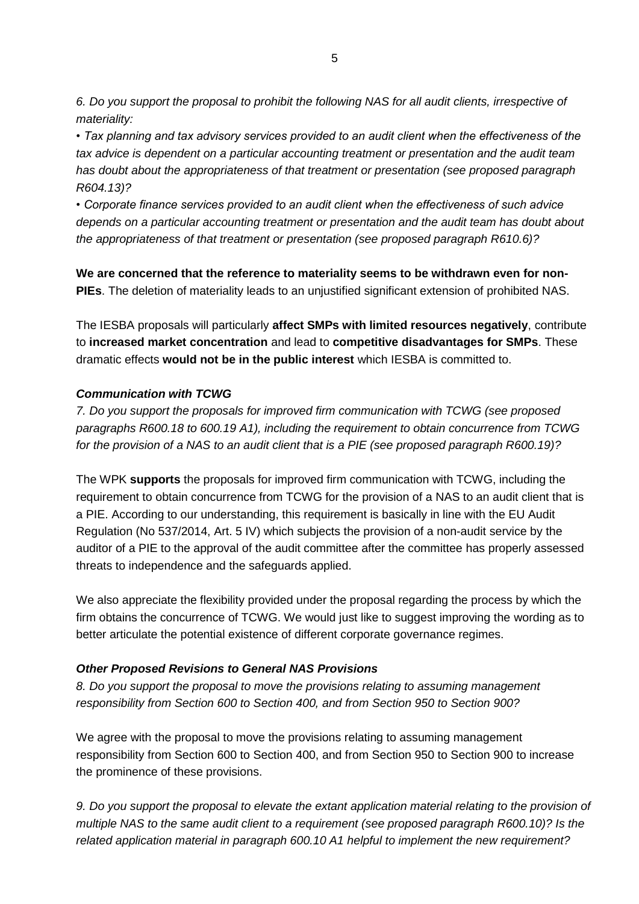*6. Do you support the proposal to prohibit the following NAS for all audit clients, irrespective of materiality:*

*• Tax planning and tax advisory services provided to an audit client when the effectiveness of the tax advice is dependent on a particular accounting treatment or presentation and the audit team has doubt about the appropriateness of that treatment or presentation (see proposed paragraph R604.13)?*

*• Corporate finance services provided to an audit client when the effectiveness of such advice depends on a particular accounting treatment or presentation and the audit team has doubt about the appropriateness of that treatment or presentation (see proposed paragraph R610.6)?*

**We are concerned that the reference to materiality seems to be withdrawn even for non-PIEs**. The deletion of materiality leads to an unjustified significant extension of prohibited NAS.

The IESBA proposals will particularly **affect SMPs with limited resources negatively**, contribute to **increased market concentration** and lead to **competitive disadvantages for SMPs**. These dramatic effects **would not be in the public interest** which IESBA is committed to.

***Communication with TCWG***

*7. Do you support the proposals for improved firm communication with TCWG (see proposed paragraphs R600.18 to 600.19 A1), including the requirement to obtain concurrence from TCWG for the provision of a NAS to an audit client that is a PIE (see proposed paragraph R600.19)?*

The WPK **supports** the proposals for improved firm communication with TCWG, including the requirement to obtain concurrence from TCWG for the provision of a NAS to an audit client that is a PIE. According to our understanding, this requirement is basically in line with the EU Audit Regulation (No 537/2014, Art. 5 IV) which subjects the provision of a non-audit service by the auditor of a PIE to the approval of the audit committee after the committee has properly assessed threats to independence and the safeguards applied.

We also appreciate the flexibility provided under the proposal regarding the process by which the firm obtains the concurrence of TCWG. We would just like to suggest improving the wording as to better articulate the potential existence of different corporate governance regimes.

***Other Proposed Revisions to General NAS Provisions***

*8. Do you support the proposal to move the provisions relating to assuming management responsibility from Section 600 to Section 400, and from Section 950 to Section 900?*

We agree with the proposal to move the provisions relating to assuming management responsibility from Section 600 to Section 400, and from Section 950 to Section 900 to increase the prominence of these provisions.

*9. Do you support the proposal to elevate the extant application material relating to the provision of multiple NAS to the same audit client to a requirement (see proposed paragraph R600.10)? Is the related application material in paragraph 600.10 A1 helpful to implement the new requirement?*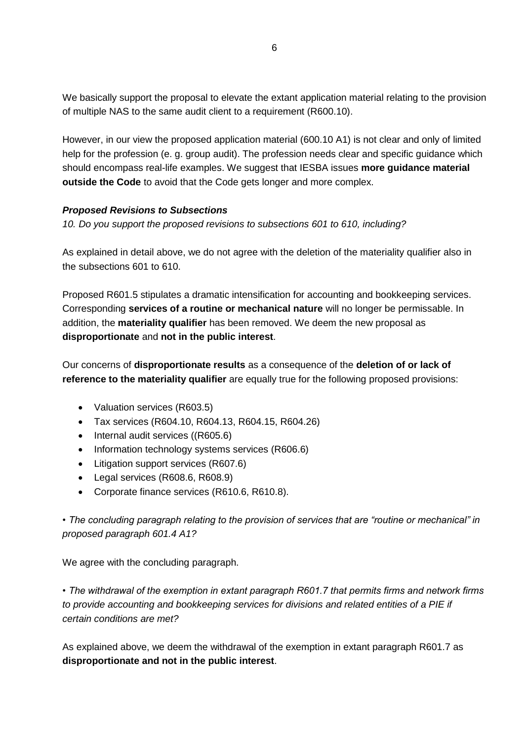We basically support the proposal to elevate the extant application material relating to the provision of multiple NAS to the same audit client to a requirement (R600.10).

However, in our view the proposed application material (600.10 A1) is not clear and only of limited help for the profession (e. g. group audit). The profession needs clear and specific guidance which should encompass real-life examples. We suggest that IESBA issues **more guidance material outside the Code** to avoid that the Code gets longer and more complex.

***Proposed Revisions to Subsections***

*10. Do you support the proposed revisions to subsections 601 to 610, including?*

As explained in detail above, we do not agree with the deletion of the materiality qualifier also in the subsections 601 to 610.

Proposed R601.5 stipulates a dramatic intensification for accounting and bookkeeping services. Corresponding **services of a routine or mechanical nature** will no longer be permissable. In addition, the **materiality qualifier** has been removed. We deem the new proposal as **disproportionate** and **not in the public interest**.

Our concerns of **disproportionate results** as a consequence of the **deletion of or lack of reference to the materiality qualifier** are equally true for the following proposed provisions:

- Valuation services (R603.5)
- Tax services (R604.10, R604.13, R604.15, R604.26)
- Internal audit services ((R605.6)
- Information technology systems services (R606.6)
- Litigation support services (R607.6)
- Legal services (R608.6, R608.9)
- Corporate finance services (R610.6, R610.8).

*• The concluding paragraph relating to the provision of services that are "routine or mechanical" in proposed paragraph 601.4 A1?*

We agree with the concluding paragraph.

*• The withdrawal of the exemption in extant paragraph R601.7 that permits firms and network firms to provide accounting and bookkeeping services for divisions and related entities of a PIE if certain conditions are met?*

As explained above, we deem the withdrawal of the exemption in extant paragraph R601.7 as **disproportionate and not in the public interest**.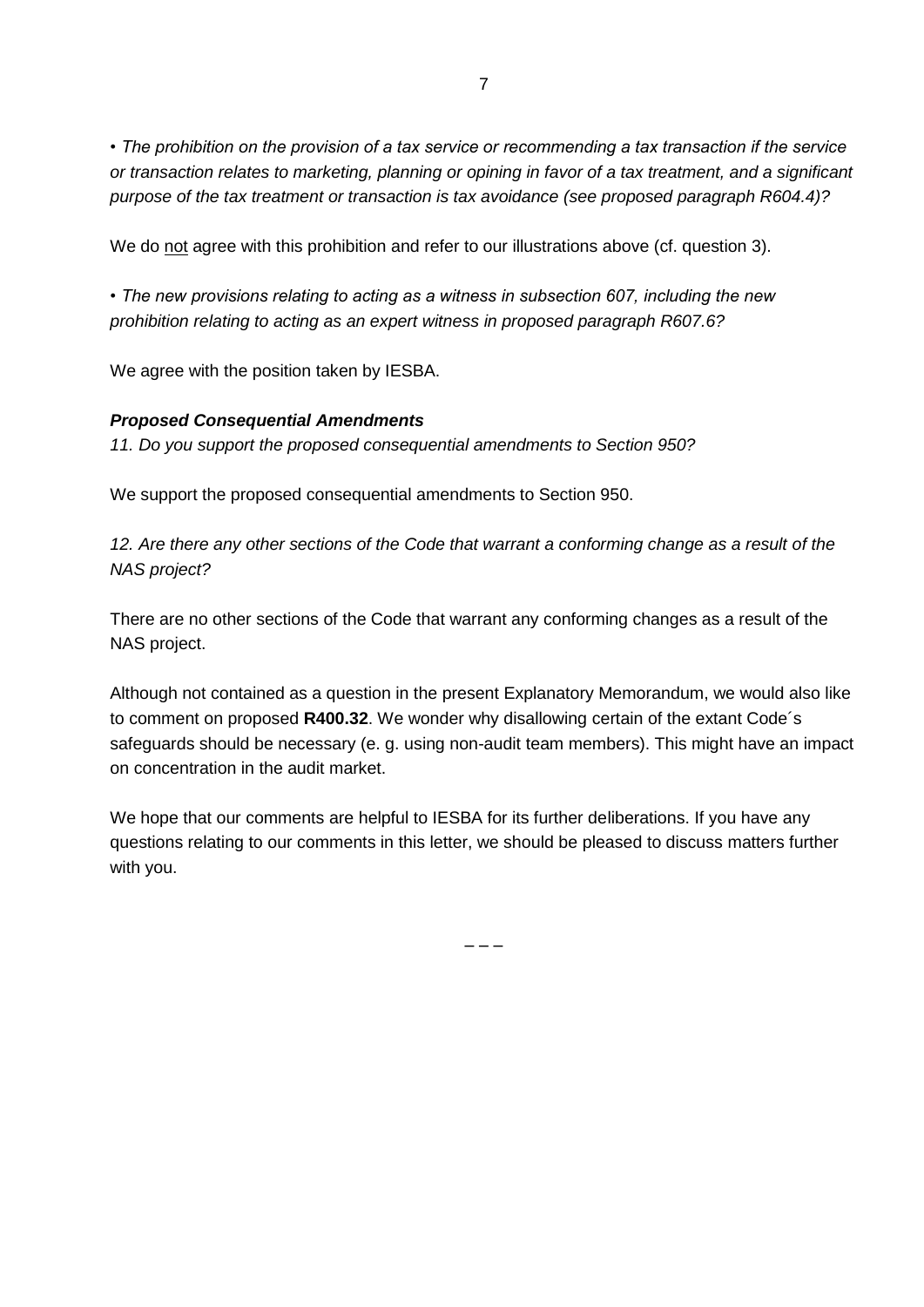*• The prohibition on the provision of a tax service or recommending a tax transaction if the service or transaction relates to marketing, planning or opining in favor of a tax treatment, and a significant purpose of the tax treatment or transaction is tax avoidance (see proposed paragraph R604.4)?*

We do <u>not</u> agree with this prohibition and refer to our illustrations above (cf. question 3).

*• The new provisions relating to acting as a witness in subsection 607, including the new prohibition relating to acting as an expert witness in proposed paragraph R607.6?*

We agree with the position taken by IESBA.

***Proposed Consequential Amendments***

*11. Do you support the proposed consequential amendments to Section 950?*

We support the proposed consequential amendments to Section 950.

*12. Are there any other sections of the Code that warrant a conforming change as a result of the NAS project?*

There are no other sections of the Code that warrant any conforming changes as a result of the NAS project.

Although not contained as a question in the present Explanatory Memorandum, we would also like to comment on proposed **R400.32**. We wonder why disallowing certain of the extant Code´s safeguards should be necessary (e. g. using non-audit team members). This might have an impact on concentration in the audit market.

We hope that our comments are helpful to IESBA for its further deliberations. If you have any questions relating to our comments in this letter, we should be pleased to discuss matters further with you.

– – –